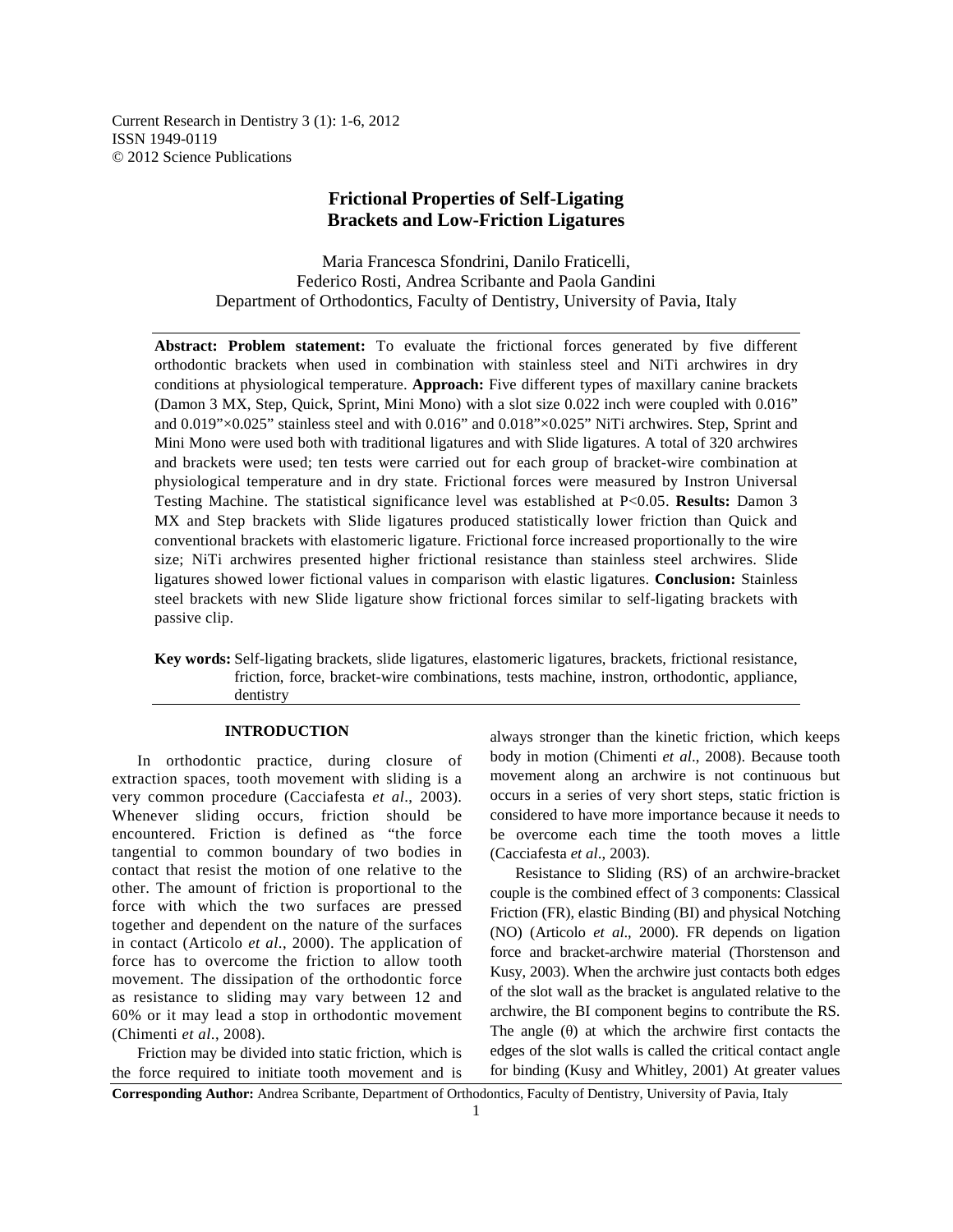# Frictional Properties of Self-Ligating Brackets and Low-Friction Ligatures

Maria Francesca Sfondrini, Danilo Fraticelli, Federico Rosti, Andrea Scribante and Paola Gandini
Department of Orthodontics, Faculty of Dentistry, University of Pavia, Italy

**Abstract: Problem statement:** To evaluate the frictional forces generated by five different orthodontic brackets when used in combination with stainless steel and NiTi archwires in dry conditions at physiological temperature. **Approach:** Five different types of maxillary canine brackets (Damon 3 MX, Step, Quick, Sprint, Mini Mono) with a slot size 0.022 inch were coupled with 0.016" and 0.019"×0.025" stainless steel and with 0.016" and 0.018"×0.025" NiTi archwires. Step, Sprint and Mini Mono were used both with traditional ligatures and with Slide ligatures. A total of 320 archwires and brackets were used; ten tests were carried out for each group of bracket-wire combination at physiological temperature and in dry state. Frictional forces were measured by Instron Universal Testing Machine. The statistical significance level was established at $P<0.05$. **Results:** Damon 3 MX and Step brackets with Slide ligatures produced statistically lower friction than Quick and conventional brackets with elastomeric ligature. Frictional force increased proportionally to the wire size; NiTi archwires presented higher frictional resistance than stainless steel archwires. Slide ligatures showed lower fictional values in comparison with elastic ligatures. **Conclusion:** Stainless steel brackets with new Slide ligature show frictional forces similar to self-ligating brackets with passive clip.

**Key words:** Self-ligating brackets, slide ligatures, elastomeric ligatures, brackets, frictional resistance, friction, force, bracket-wire combinations, tests machine, instron, orthodontic, appliance, dentistry

## INTRODUCTION

In orthodontic practice, during closure of extraction spaces, tooth movement with sliding is a very common procedure (Cacciafesta *et al*., 2003). Whenever sliding occurs, friction should be encountered. Friction is defined as "the force tangential to common boundary of two bodies in contact that resist the motion of one relative to the other. The amount of friction is proportional to the force with which the two surfaces are pressed together and dependent on the nature of the surfaces in contact (Articolo *et al*., 2000). The application of force has to overcome the friction to allow tooth movement. The dissipation of the orthodontic force as resistance to sliding may vary between 12 and 60% or it may lead a stop in orthodontic movement (Chimenti *et al*., 2008).

Friction may be divided into static friction, which is the force required to initiate tooth movement and is always stronger than the kinetic friction, which keeps body in motion (Chimenti *et al*., 2008). Because tooth movement along an archwire is not continuous but occurs in a series of very short steps, static friction is considered to have more importance because it needs to be overcome each time the tooth moves a little (Cacciafesta *et al*., 2003).

Resistance to Sliding (RS) of an archwire-bracket couple is the combined effect of 3 components: Classical Friction (FR), elastic Binding (BI) and physical Notching (NO) (Articolo *et al*., 2000). FR depends on ligation force and bracket-archwire material (Thorstenson and Kusy, 2003). When the archwire just contacts both edges of the slot wall as the bracket is angulated relative to the archwire, the BI component begins to contribute the RS. The angle ($\theta$) at which the archwire first contacts the edges of the slot walls is called the critical contact angle for binding (Kusy and Whitley, 2001) At greater values

**Corresponding Author:** Andrea Scribante, Department of Orthodontics, Faculty of Dentistry, University of Pavia, Italy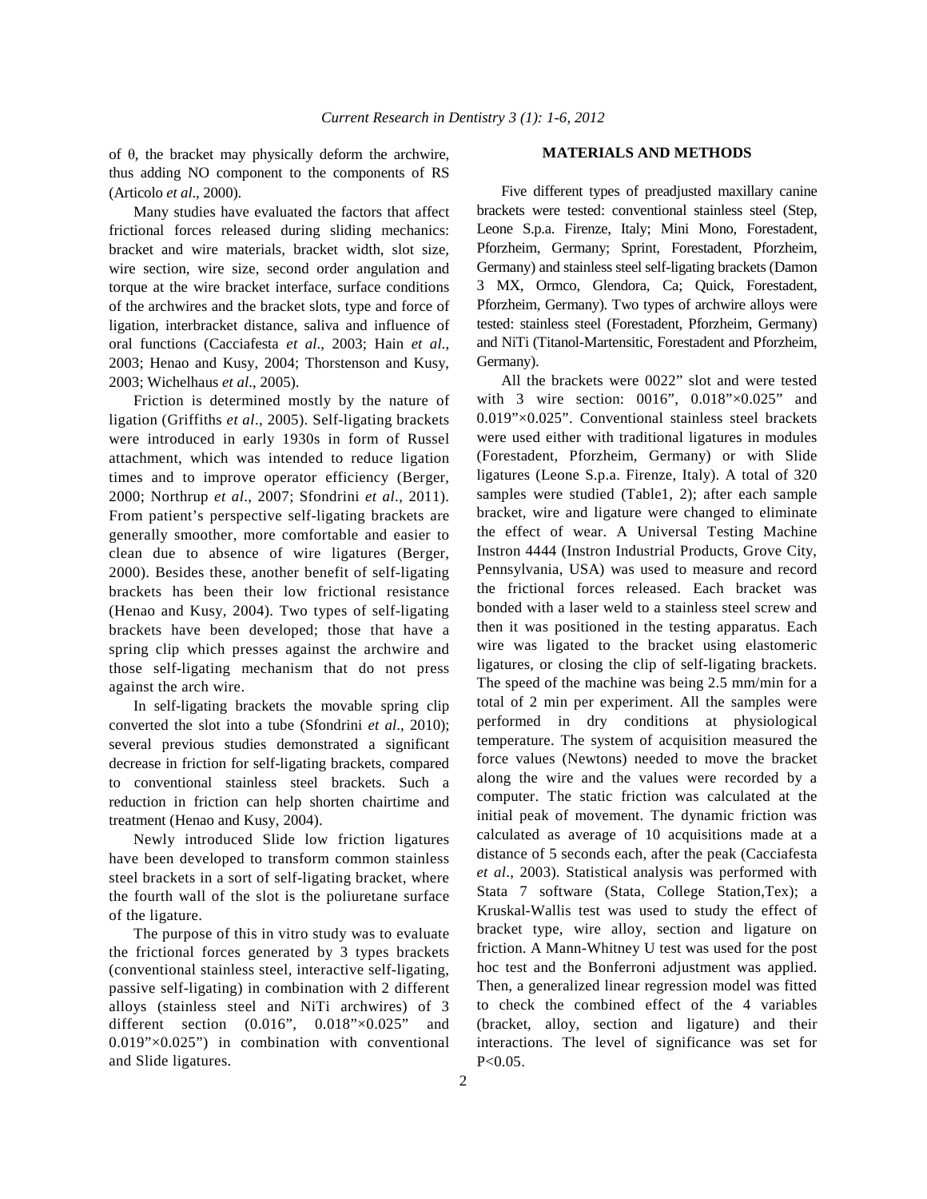of θ, the bracket may physically deform the archwire, thus adding NO component to the components of RS (Articolo *et al*., 2000).

Many studies have evaluated the factors that affect frictional forces released during sliding mechanics: bracket and wire materials, bracket width, slot size, wire section, wire size, second order angulation and torque at the wire bracket interface, surface conditions of the archwires and the bracket slots, type and force of ligation, interbracket distance, saliva and influence of oral functions (Cacciafesta *et al*., 2003; Hain *et al*., 2003; Henao and Kusy, 2004; Thorstenson and Kusy, 2003; Wichelhaus *et al*., 2005).

Friction is determined mostly by the nature of ligation (Griffiths *et al*., 2005). Self-ligating brackets were introduced in early 1930s in form of Russel attachment, which was intended to reduce ligation times and to improve operator efficiency (Berger, 2000; Northrup *et al*., 2007; Sfondrini *et al*., 2011). From patient's perspective self-ligating brackets are generally smoother, more comfortable and easier to clean due to absence of wire ligatures (Berger, 2000). Besides these, another benefit of self-ligating brackets has been their low frictional resistance (Henao and Kusy, 2004). Two types of self-ligating brackets have been developed; those that have a spring clip which presses against the archwire and those self-ligating mechanism that do not press against the arch wire.

In self-ligating brackets the movable spring clip converted the slot into a tube (Sfondrini *et al*., 2010); several previous studies demonstrated a significant decrease in friction for self-ligating brackets, compared to conventional stainless steel brackets. Such a reduction in friction can help shorten chairtime and treatment (Henao and Kusy, 2004).

Newly introduced Slide low friction ligatures have been developed to transform common stainless steel brackets in a sort of self-ligating bracket, where the fourth wall of the slot is the poliuretane surface of the ligature.

The purpose of this in vitro study was to evaluate the frictional forces generated by 3 types brackets (conventional stainless steel, interactive self-ligating, passive self-ligating) in combination with 2 different alloys (stainless steel and NiTi archwires) of 3 different section (0.016", 0.018"×0.025" and 0.019"×0.025") in combination with conventional and Slide ligatures.

## MATERIALS AND METHODS

Five different types of preadjusted maxillary canine brackets were tested: conventional stainless steel (Step, Leone S.p.a. Firenze, Italy; Mini Mono, Forestadent, Pforzheim, Germany; Sprint, Forestadent, Pforzheim, Germany) and stainless steel self-ligating brackets (Damon 3 MX, Ormco, Glendora, Ca; Quick, Forestadent, Pforzheim, Germany). Two types of archwire alloys were tested: stainless steel (Forestadent, Pforzheim, Germany) and NiTi (Titanol-Martensitic, Forestadent and Pforzheim, Germany).

All the brackets were 0022" slot and were tested with 3 wire section: 0016", 0.018"×0.025" and 0.019"×0.025". Conventional stainless steel brackets were used either with traditional ligatures in modules (Forestadent, Pforzheim, Germany) or with Slide ligatures (Leone S.p.a. Firenze, Italy). A total of 320 samples were studied (Table1, 2); after each sample bracket, wire and ligature were changed to eliminate the effect of wear. A Universal Testing Machine Instron 4444 (Instron Industrial Products, Grove City, Pennsylvania, USA) was used to measure and record the frictional forces released. Each bracket was bonded with a laser weld to a stainless steel screw and then it was positioned in the testing apparatus. Each wire was ligated to the bracket using elastomeric ligatures, or closing the clip of self-ligating brackets. The speed of the machine was being 2.5 mm/min for a total of 2 min per experiment. All the samples were performed in dry conditions at physiological temperature. The system of acquisition measured the force values (Newtons) needed to move the bracket along the wire and the values were recorded by a computer. The static friction was calculated at the initial peak of movement. The dynamic friction was calculated as average of 10 acquisitions made at a distance of 5 seconds each, after the peak (Cacciafesta *et al*., 2003). Statistical analysis was performed with Stata 7 software (Stata, College Station,Tex); a Kruskal-Wallis test was used to study the effect of bracket type, wire alloy, section and ligature on friction. A Mann-Whitney U test was used for the post hoc test and the Bonferroni adjustment was applied. Then, a generalized linear regression model was fitted to check the combined effect of the 4 variables (bracket, alloy, section and ligature) and their interactions. The level of significance was set for $P<0.05$.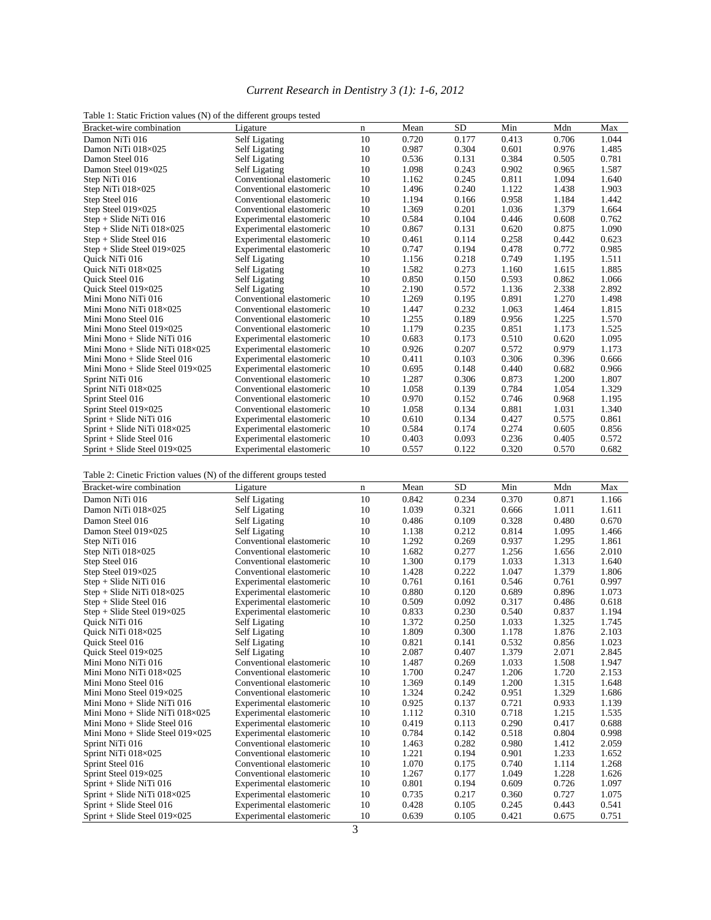Table 1: Static Friction values (N) of the different groups tested

| Bracket-wire combination | Ligature | n | Mean | SD | Min | Mdn | Max |
|---|---|---|---|---|---|---|---|
| Damon NiTi 016 | Self Ligating | 10 | 0.720 | 0.177 | 0.413 | 0.706 | 1.044 |
| Damon NiTi 018×025 | Self Ligating | 10 | 0.987 | 0.304 | 0.601 | 0.976 | 1.485 |
| Damon Steel 016 | Self Ligating | 10 | 0.536 | 0.131 | 0.384 | 0.505 | 0.781 |
| Damon Steel 019×025 | Self Ligating | 10 | 1.098 | 0.243 | 0.902 | 0.965 | 1.587 |
| Step NiTi 016 | Conventional elastomeric | 10 | 1.162 | 0.245 | 0.811 | 1.094 | 1.640 |
| Step NiTi 018×025 | Conventional elastomeric | 10 | 1.496 | 0.240 | 1.122 | 1.438 | 1.903 |
| Step Steel 016 | Conventional elastomeric | 10 | 1.194 | 0.166 | 0.958 | 1.184 | 1.442 |
| Step Steel 019×025 | Conventional elastomeric | 10 | 1.369 | 0.201 | 1.036 | 1.379 | 1.664 |
| Step + Slide NiTi 016 | Experimental elastomeric | 10 | 0.584 | 0.104 | 0.446 | 0.608 | 0.762 |
| Step + Slide NiTi 018×025 | Experimental elastomeric | 10 | 0.867 | 0.131 | 0.620 | 0.875 | 1.090 |
| Step + Slide Steel 016 | Experimental elastomeric | 10 | 0.461 | 0.114 | 0.258 | 0.442 | 0.623 |
| Step + Slide Steel 019×025 | Experimental elastomeric | 10 | 0.747 | 0.194 | 0.478 | 0.772 | 0.985 |
| Quick NiTi 016 | Self Ligating | 10 | 1.156 | 0.218 | 0.749 | 1.195 | 1.511 |
| Quick NiTi 018×025 | Self Ligating | 10 | 1.582 | 0.273 | 1.160 | 1.615 | 1.885 |
| Quick Steel 016 | Self Ligating | 10 | 0.850 | 0.150 | 0.593 | 0.862 | 1.066 |
| Quick Steel 019×025 | Self Ligating | 10 | 2.190 | 0.572 | 1.136 | 2.338 | 2.892 |
| Mini Mono NiTi 016 | Conventional elastomeric | 10 | 1.269 | 0.195 | 0.891 | 1.270 | 1.498 |
| Mini Mono NiTi 018×025 | Conventional elastomeric | 10 | 1.447 | 0.232 | 1.063 | 1.464 | 1.815 |
| Mini Mono Steel 016 | Conventional elastomeric | 10 | 1.255 | 0.189 | 0.956 | 1.225 | 1.570 |
| Mini Mono Steel 019×025 | Conventional elastomeric | 10 | 1.179 | 0.235 | 0.851 | 1.173 | 1.525 |
| Mini Mono + Slide NiTi 016 | Experimental elastomeric | 10 | 0.683 | 0.173 | 0.510 | 0.620 | 1.095 |
| Mini Mono + Slide NiTi 018×025 | Experimental elastomeric | 10 | 0.926 | 0.207 | 0.572 | 0.979 | 1.173 |
| Mini Mono + Slide Steel 016 | Experimental elastomeric | 10 | 0.411 | 0.103 | 0.306 | 0.396 | 0.666 |
| Mini Mono + Slide Steel 019×025 | Experimental elastomeric | 10 | 0.695 | 0.148 | 0.440 | 0.682 | 0.966 |
| Sprint NiTi 016 | Conventional elastomeric | 10 | 1.287 | 0.306 | 0.873 | 1.200 | 1.807 |
| Sprint NiTi 018×025 | Conventional elastomeric | 10 | 1.058 | 0.139 | 0.784 | 1.054 | 1.329 |
| Sprint Steel 016 | Conventional elastomeric | 10 | 0.970 | 0.152 | 0.746 | 0.968 | 1.195 |
| Sprint Steel 019×025 | Conventional elastomeric | 10 | 1.058 | 0.134 | 0.881 | 1.031 | 1.340 |
| Sprint + Slide NiTi 016 | Experimental elastomeric | 10 | 0.610 | 0.134 | 0.427 | 0.575 | 0.861 |
| Sprint + Slide NiTi 018×025 | Experimental elastomeric | 10 | 0.584 | 0.174 | 0.274 | 0.605 | 0.856 |
| Sprint + Slide Steel 016 | Experimental elastomeric | 10 | 0.403 | 0.093 | 0.236 | 0.405 | 0.572 |
| Sprint + Slide Steel 019×025 | Experimental elastomeric | 10 | 0.557 | 0.122 | 0.320 | 0.570 | 0.682 |

Table 2: Cinetic Friction values (N) of the different groups tested

| Bracket-wire combination | Ligature | n | Mean | SD | Min | Mdn | Max |
|---|---|---|---|---|---|---|---|
| Damon NiTi 016 | Self Ligating | 10 | 0.842 | 0.234 | 0.370 | 0.871 | 1.166 |
| Damon NiTi 018×025 | Self Ligating | 10 | 1.039 | 0.321 | 0.666 | 1.011 | 1.611 |
| Damon Steel 016 | Self Ligating | 10 | 0.486 | 0.109 | 0.328 | 0.480 | 0.670 |
| Damon Steel 019×025 | Self Ligating | 10 | 1.138 | 0.212 | 0.814 | 1.095 | 1.466 |
| Step NiTi 016 | Conventional elastomeric | 10 | 1.292 | 0.269 | 0.937 | 1.295 | 1.861 |
| Step NiTi 018×025 | Conventional elastomeric | 10 | 1.682 | 0.277 | 1.256 | 1.656 | 2.010 |
| Step Steel 016 | Conventional elastomeric | 10 | 1.300 | 0.179 | 1.033 | 1.313 | 1.640 |
| Step Steel 019×025 | Conventional elastomeric | 10 | 1.428 | 0.222 | 1.047 | 1.379 | 1.806 |
| Step + Slide NiTi 016 | Experimental elastomeric | 10 | 0.761 | 0.161 | 0.546 | 0.761 | 0.997 |
| Step + Slide NiTi 018×025 | Experimental elastomeric | 10 | 0.880 | 0.120 | 0.689 | 0.896 | 1.073 |
| Step + Slide Steel 016 | Experimental elastomeric | 10 | 0.509 | 0.092 | 0.317 | 0.486 | 0.618 |
| Step + Slide Steel 019×025 | Experimental elastomeric | 10 | 0.833 | 0.230 | 0.540 | 0.837 | 1.194 |
| Quick NiTi 016 | Self Ligating | 10 | 1.372 | 0.250 | 1.033 | 1.325 | 1.745 |
| Quick NiTi 018×025 | Self Ligating | 10 | 1.809 | 0.300 | 1.178 | 1.876 | 2.103 |
| Quick Steel 016 | Self Ligating | 10 | 0.821 | 0.141 | 0.532 | 0.856 | 1.023 |
| Quick Steel 019×025 | Self Ligating | 10 | 2.087 | 0.407 | 1.379 | 2.071 | 2.845 |
| Mini Mono NiTi 016 | Conventional elastomeric | 10 | 1.487 | 0.269 | 1.033 | 1.508 | 1.947 |
| Mini Mono NiTi 018×025 | Conventional elastomeric | 10 | 1.700 | 0.247 | 1.206 | 1.720 | 2.153 |
| Mini Mono Steel 016 | Conventional elastomeric | 10 | 1.369 | 0.149 | 1.200 | 1.315 | 1.648 |
| Mini Mono Steel 019×025 | Conventional elastomeric | 10 | 1.324 | 0.242 | 0.951 | 1.329 | 1.686 |
| Mini Mono + Slide NiTi 016 | Experimental elastomeric | 10 | 0.925 | 0.137 | 0.721 | 0.933 | 1.139 |
| Mini Mono + Slide NiTi 018×025 | Experimental elastomeric | 10 | 1.112 | 0.310 | 0.718 | 1.215 | 1.535 |
| Mini Mono + Slide Steel 016 | Experimental elastomeric | 10 | 0.419 | 0.113 | 0.290 | 0.417 | 0.688 |
| Mini Mono + Slide Steel 019×025 | Experimental elastomeric | 10 | 0.784 | 0.142 | 0.518 | 0.804 | 0.998 |
| Sprint NiTi 016 | Conventional elastomeric | 10 | 1.463 | 0.282 | 0.980 | 1.412 | 2.059 |
| Sprint NiTi 018×025 | Conventional elastomeric | 10 | 1.221 | 0.194 | 0.901 | 1.233 | 1.652 |
| Sprint Steel 016 | Conventional elastomeric | 10 | 1.070 | 0.175 | 0.740 | 1.114 | 1.268 |
| Sprint Steel 019×025 | Conventional elastomeric | 10 | 1.267 | 0.177 | 1.049 | 1.228 | 1.626 |
| Sprint + Slide NiTi 016 | Experimental elastomeric | 10 | 0.801 | 0.194 | 0.609 | 0.726 | 1.097 |
| Sprint + Slide NiTi 018×025 | Experimental elastomeric | 10 | 0.735 | 0.217 | 0.360 | 0.727 | 1.075 |
| Sprint + Slide Steel 016 | Experimental elastomeric | 10 | 0.428 | 0.105 | 0.245 | 0.443 | 0.541 |
| Sprint + Slide Steel 019×025 | Experimental elastomeric | 10 | 0.639 | 0.105 | 0.421 | 0.675 | 0.751 |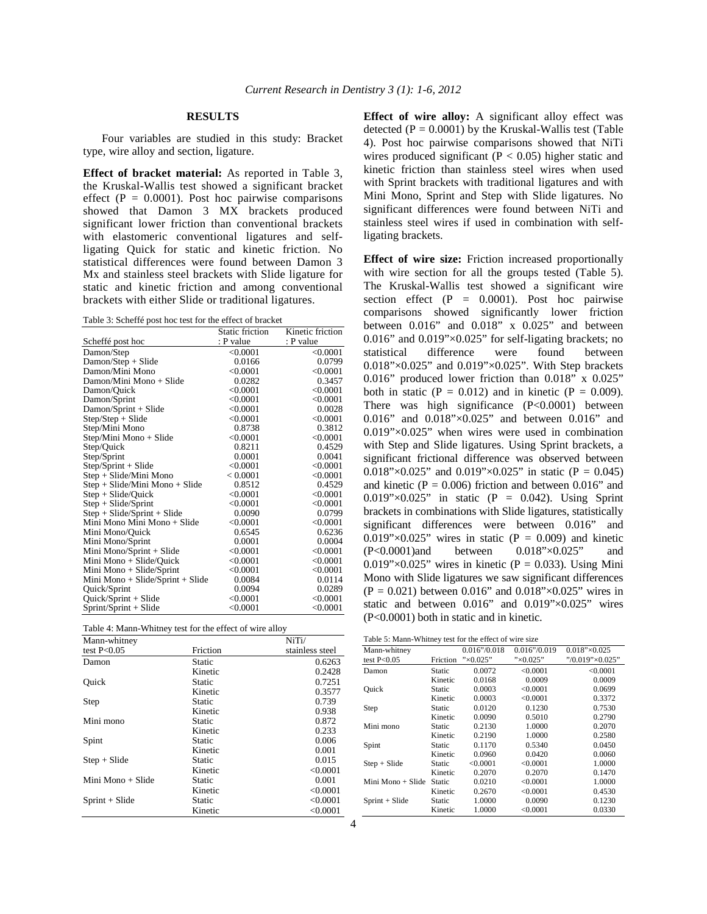## RESULTS

Four variables are studied in this study: Bracket type, wire alloy and section, ligature.

**Effect of bracket material:** As reported in Table 3, the Kruskal-Wallis test showed a significant bracket effect (P = 0.0001). Post hoc pairwise comparisons showed that Damon 3 MX brackets produced significant lower friction than conventional brackets with elastomeric conventional ligatures and self-ligating Quick for static and kinetic friction. No statistical differences were found between Damon 3 Mx and stainless steel brackets with Slide ligature for static and kinetic friction and among conventional brackets with either Slide or traditional ligatures.

Table 3: Scheffé post hoc test for the effect of bracket

| Scheffé post hoc | Static friction : P value | Kinetic friction : P value |
|---|---|---|
| Damon/Step | <0.0001 | <0.0001 |
| Damon/Step + Slide | 0.0166 | 0.0799 |
| Damon/Mini Mono | <0.0001 | <0.0001 |
| Damon/Mini Mono + Slide | 0.0282 | 0.3457 |
| Damon/Quick | <0.0001 | <0.0001 |
| Damon/Sprint | <0.0001 | <0.0001 |
| Damon/Sprint + Slide | <0.0001 | 0.0028 |
| Step/Step + Slide | <0.0001 | <0.0001 |
| Step/Mini Mono | 0.8738 | 0.3812 |
| Step/Mini Mono + Slide | <0.0001 | <0.0001 |
| Step/Quick | 0.8211 | 0.4529 |
| Step/Sprint | 0.0001 | 0.0041 |
| Step/Sprint + Slide | <0.0001 | <0.0001 |
| Step + Slide/Mini Mono | < 0.0001 | <0.0001 |
| Step + Slide/Mini Mono + Slide | 0.8512 | 0.4529 |
| Step + Slide/Quick | <0.0001 | <0.0001 |
| Step + Slide/Sprint | <0.0001 | <0.0001 |
| Step + Slide/Sprint + Slide | 0.0090 | 0.0799 |
| Mini Mono Mini Mono + Slide | <0.0001 | <0.0001 |
| Mini Mono/Quick | 0.6545 | 0.6236 |
| Mini Mono/Sprint | 0.0001 | 0.0004 |
| Mini Mono/Sprint + Slide | <0.0001 | <0.0001 |
| Mini Mono + Slide/Quick | <0.0001 | <0.0001 |
| Mini Mono + Slide/Sprint | <0.0001 | <0.0001 |
| Mini Mono + Slide/Sprint + Slide | 0.0084 | 0.0114 |
| Quick/Sprint | 0.0094 | 0.0289 |
| Quick/Sprint + Slide | <0.0001 | <0.0001 |
| Sprint/Sprint + Slide | <0.0001 | <0.0001 |

Table 4: Mann-Whitney test for the effect of wire alloy

| Mann-whitney test P<0.05 | Friction | NiTi/ stainless steel |
|---|---|---|
| Damon | Static | 0.6263 |
| | Kinetic | 0.2428 |
| Quick | Static | 0.7251 |
| | Kinetic | 0.3577 |
| Step | Static | 0.739 |
| | Kinetic | 0.938 |
| Mini mono | Static | 0.872 |
| | Kinetic | 0.233 |
| Spint | Static | 0.006 |
| | Kinetic | 0.001 |
| Step + Slide | Static | 0.015 |
| | Kinetic | <0.0001 |
| Mini Mono + Slide | Static | 0.001 |
| | Kinetic | <0.0001 |
| Sprint + Slide | Static | <0.0001 |
| | Kinetic | <0.0001 |

**Effect of wire alloy:** A significant alloy effect was detected (P = 0.0001) by the Kruskal-Wallis test (Table 4). Post hoc pairwise comparisons showed that NiTi wires produced significant (P < 0.05) higher static and kinetic friction than stainless steel wires when used with Sprint brackets with traditional ligatures and with Mini Mono, Sprint and Step with Slide ligatures. No significant differences were found between NiTi and stainless steel wires if used in combination with self-ligating brackets.

**Effect of wire size:** Friction increased proportionally with wire section for all the groups tested (Table 5). The Kruskal-Wallis test showed a significant wire section effect (P = 0.0001). Post hoc pairwise comparisons showed significantly lower friction between 0.016" and 0.018" x 0.025" and between 0.016" and 0.019"×0.025" for self-ligating brackets; no statistical difference were found between 0.018"×0.025" and 0.019"×0.025". With Step brackets 0.016" produced lower friction than 0.018" x 0.025" both in static (P = 0.012) and in kinetic (P = 0.009). There was high significance (P<0.0001) between 0.016" and 0.018"×0.025" and between 0.016" and 0.019"×0.025" when wires were used in combination with Step and Slide ligatures. Using Sprint brackets, a significant frictional difference was observed between 0.018"×0.025" and 0.019"×0.025" in static (P = 0.045) and kinetic (P = 0.006) friction and between 0.016" and 0.019"×0.025" in static (P = 0.042). Using Sprint brackets in combinations with Slide ligatures, statistically significant differences were between 0.016" and 0.019"×0.025" wires in static (P = 0.009) and kinetic (P<0.0001)and between 0.018"×0.025" and 0.019"×0.025" wires in kinetic (P = 0.033). Using Mini Mono with Slide ligatures we saw significant differences (P = 0.021) between 0.016" and 0.018"×0.025" wires in static and between 0.016" and 0.019"×0.025" wires (P<0.0001) both in static and in kinetic.

Table 5: Mann-Whitney test for the effect of wire size

| Mann-whitney test P<0.05 | Friction | 0.016"/0.018 "×0.025" | 0.016"/0.019 "×0.025" | 0.018"×0.025 "/0.019"×0.025" |
|---|---|---|---|---|
| Damon | Static | 0.0072 | <0.0001 | <0.0001 |
| | Kinetic | 0.0168 | 0.0009 | 0.0009 |
| Quick | Static | 0.0003 | <0.0001 | 0.0699 |
| | Kinetic | 0.0003 | <0.0001 | 0.3372 |
| Step | Static | 0.0120 | 0.1230 | 0.7530 |
| | Kinetic | 0.0090 | 0.5010 | 0.2790 |
| Mini mono | Static | 0.2130 | 1.0000 | 0.2070 |
| | Kinetic | 0.2190 | 1.0000 | 0.2580 |
| Spint | Static | 0.1170 | 0.5340 | 0.0450 |
| | Kinetic | 0.0960 | 0.0420 | 0.0060 |
| Step + Slide | Static | <0.0001 | <0.0001 | 1.0000 |
| | Kinetic | 0.2070 | 0.2070 | 0.1470 |
| Mini Mono + Slide | Static | 0.0210 | <0.0001 | 1.0000 |
| | Kinetic | 0.2670 | <0.0001 | 0.4530 |
| Sprint + Slide | Static | 1.0000 | 0.0090 | 0.1230 |
| | Kinetic | 1.0000 | <0.0001 | 0.0330 |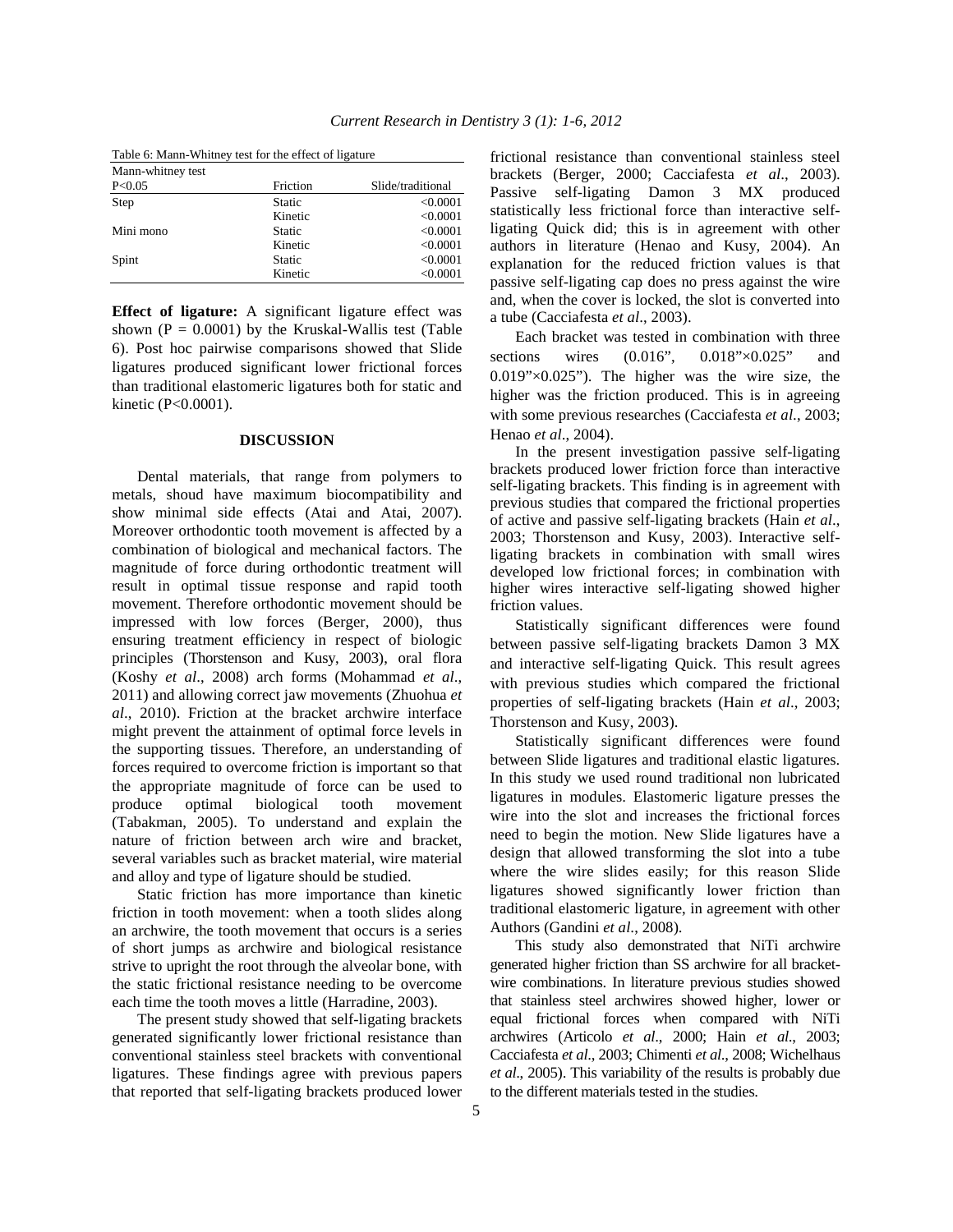Table 6: Mann-Whitney test for the effect of ligature

| Mann-whitney test P<0.05 | Friction | Slide/traditional |
|---|---|---|
| Step | Static | <0.0001 |
| | Kinetic | <0.0001 |
| Mini mono | Static | <0.0001 |
| | Kinetic | <0.0001 |
| Spint | Static | <0.0001 |
| | Kinetic | <0.0001 |

**Effect of ligature:** A significant ligature effect was shown (P = 0.0001) by the Kruskal-Wallis test (Table 6). Post hoc pairwise comparisons showed that Slide ligatures produced significant lower frictional forces than traditional elastomeric ligatures both for static and kinetic (P<0.0001).

## DISCUSSION

Dental materials, that range from polymers to metals, shoud have maximum biocompatibility and show minimal side effects (Atai and Atai, 2007). Moreover orthodontic tooth movement is affected by a combination of biological and mechanical factors. The magnitude of force during orthodontic treatment will result in optimal tissue response and rapid tooth movement. Therefore orthodontic movement should be impressed with low forces (Berger, 2000), thus ensuring treatment efficiency in respect of biologic principles (Thorstenson and Kusy, 2003), oral flora (Koshy *et al*., 2008) arch forms (Mohammad *et al*., 2011) and allowing correct jaw movements (Zhuohua *et al*., 2010). Friction at the bracket archwire interface might prevent the attainment of optimal force levels in the supporting tissues. Therefore, an understanding of forces required to overcome friction is important so that the appropriate magnitude of force can be used to produce optimal biological tooth movement (Tabakman, 2005). To understand and explain the nature of friction between arch wire and bracket, several variables such as bracket material, wire material and alloy and type of ligature should be studied.

Static friction has more importance than kinetic friction in tooth movement: when a tooth slides along an archwire, the tooth movement that occurs is a series of short jumps as archwire and biological resistance strive to upright the root through the alveolar bone, with the static frictional resistance needing to be overcome each time the tooth moves a little (Harradine, 2003).

The present study showed that self-ligating brackets generated significantly lower frictional resistance than conventional stainless steel brackets with conventional ligatures. These findings agree with previous papers that reported that self-ligating brackets produced lower frictional resistance than conventional stainless steel brackets (Berger, 2000; Cacciafesta *et al*., 2003). Passive self-ligating Damon 3 MX produced statistically less frictional force than interactive self-ligating Quick did; this is in agreement with other authors in literature (Henao and Kusy, 2004). An explanation for the reduced friction values is that passive self-ligating cap does no press against the wire and, when the cover is locked, the slot is converted into a tube (Cacciafesta *et al*., 2003).

Each bracket was tested in combination with three sections wires (0.016", 0.018"×0.025" and 0.019"×0.025"). The higher was the wire size, the higher was the friction produced. This is in agreeing with some previous researches (Cacciafesta *et al*., 2003; Henao *et al*., 2004).

In the present investigation passive self-ligating brackets produced lower friction force than interactive self-ligating brackets. This finding is in agreement with previous studies that compared the frictional properties of active and passive self-ligating brackets (Hain *et al*., 2003; Thorstenson and Kusy, 2003). Interactive self-ligating brackets in combination with small wires developed low frictional forces; in combination with higher wires interactive self-ligating showed higher friction values.

Statistically significant differences were found between passive self-ligating brackets Damon 3 MX and interactive self-ligating Quick. This result agrees with previous studies which compared the frictional properties of self-ligating brackets (Hain *et al*., 2003; Thorstenson and Kusy, 2003).

Statistically significant differences were found between Slide ligatures and traditional elastic ligatures. In this study we used round traditional non lubricated ligatures in modules. Elastomeric ligature presses the wire into the slot and increases the frictional forces need to begin the motion. New Slide ligatures have a design that allowed transforming the slot into a tube where the wire slides easily; for this reason Slide ligatures showed significantly lower friction than traditional elastomeric ligature, in agreement with other Authors (Gandini *et al*., 2008).

This study also demonstrated that NiTi archwire generated higher friction than SS archwire for all bracket-wire combinations. In literature previous studies showed that stainless steel archwires showed higher, lower or equal frictional forces when compared with NiTi archwires (Articolo *et al*., 2000; Hain *et al*., 2003; Cacciafesta *et al*., 2003; Chimenti *et al*., 2008; Wichelhaus *et al*., 2005). This variability of the results is probably due to the different materials tested in the studies.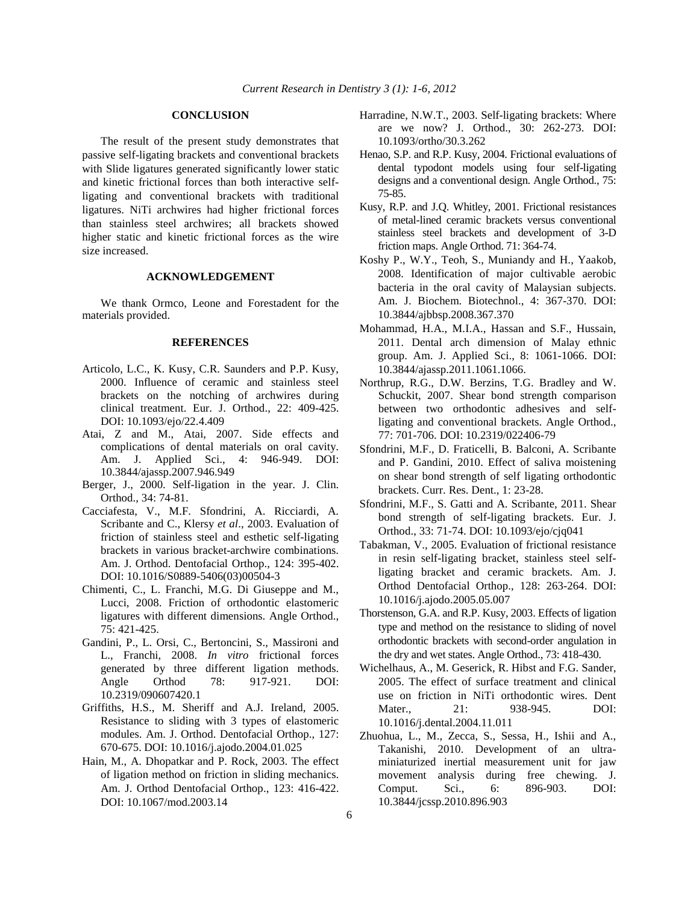## CONCLUSION

The result of the present study demonstrates that passive self-ligating brackets and conventional brackets with Slide ligatures generated significantly lower static and kinetic frictional forces than both interactive self-ligating and conventional brackets with traditional ligatures. NiTi archwires had higher frictional forces than stainless steel archwires; all brackets showed higher static and kinetic frictional forces as the wire size increased.

## ACKNOWLEDGEMENT

We thank Ormco, Leone and Forestadent for the materials provided.

## REFERENCES

Articolo, L.C., K. Kusy, C.R. Saunders and P.P. Kusy, 2000. Influence of ceramic and stainless steel brackets on the notching of archwires during clinical treatment. Eur. J. Orthod., 22: 409-425. DOI: 10.1093/ejo/22.4.409

Atai, Z and M., Atai, 2007. Side effects and complications of dental materials on oral cavity. Am. J. Applied Sci., 4: 946-949. DOI: 10.3844/ajassp.2007.946.949

Berger, J., 2000. Self-ligation in the year. J. Clin. Orthod., 34: 74-81.

Cacciafesta, V., M.F. Sfondrini, A. Ricciardi, A. Scribante and C., Klersy *et al*., 2003. Evaluation of friction of stainless steel and esthetic self-ligating brackets in various bracket-archwire combinations. Am. J. Orthod. Dentofacial Orthop., 124: 395-402. DOI: 10.1016/S0889-5406(03)00504-3

Chimenti, C., L. Franchi, M.G. Di Giuseppe and M., Lucci, 2008. Friction of orthodontic elastomeric ligatures with different dimensions. Angle Orthod., 75: 421-425.

Gandini, P., L. Orsi, C., Bertoncini, S., Massironi and L., Franchi, 2008. *In vitro* frictional forces generated by three different ligation methods. Angle Orthod 78: 917-921. DOI: 10.2319/090607420.1

Griffiths, H.S., M. Sheriff and A.J. Ireland, 2005. Resistance to sliding with 3 types of elastomeric modules. Am. J. Orthod. Dentofacial Orthop., 127: 670-675. DOI: 10.1016/j.ajodo.2004.01.025

Hain, M., A. Dhopatkar and P. Rock, 2003. The effect of ligation method on friction in sliding mechanics. Am. J. Orthod Dentofacial Orthop., 123: 416-422. DOI: 10.1067/mod.2003.14

Harradine, N.W.T., 2003. Self-ligating brackets: Where are we now? J. Orthod., 30: 262-273. DOI: 10.1093/ortho/30.3.262

Henao, S.P. and R.P. Kusy, 2004. Frictional evaluations of dental typodont models using four self-ligating designs and a conventional design. Angle Orthod., 75: 75-85.

Kusy, R.P. and J.Q. Whitley, 2001. Frictional resistances of metal-lined ceramic brackets versus conventional stainless steel brackets and development of 3-D friction maps. Angle Orthod. 71: 364-74.

Koshy P., W.Y., Teoh, S., Muniandy and H., Yaakob, 2008. Identification of major cultivable aerobic bacteria in the oral cavity of Malaysian subjects. Am. J. Biochem. Biotechnol., 4: 367-370. DOI: 10.3844/ajbbsp.2008.367.370

Mohammad, H.A., M.I.A., Hassan and S.F., Hussain, 2011. Dental arch dimension of Malay ethnic group. Am. J. Applied Sci., 8: 1061-1066. DOI: 10.3844/ajassp.2011.1061.1066.

Northrup, R.G., D.W. Berzins, T.G. Bradley and W. Schuckit, 2007. Shear bond strength comparison between two orthodontic adhesives and self-ligating and conventional brackets. Angle Orthod., 77: 701-706. DOI: 10.2319/022406-79

Sfondrini, M.F., D. Fraticelli, B. Balconi, A. Scribante and P. Gandini, 2010. Effect of saliva moistening on shear bond strength of self ligating orthodontic brackets. Curr. Res. Dent., 1: 23-28.

Sfondrini, M.F., S. Gatti and A. Scribante, 2011. Shear bond strength of self-ligating brackets. Eur. J. Orthod., 33: 71-74. DOI: 10.1093/ejo/cjq041

Tabakman, V., 2005. Evaluation of frictional resistance in resin self-ligating bracket, stainless steel self-ligating bracket and ceramic brackets. Am. J. Orthod Dentofacial Orthop., 128: 263-264. DOI: 10.1016/j.ajodo.2005.05.007

Thorstenson, G.A. and R.P. Kusy, 2003. Effects of ligation type and method on the resistance to sliding of novel orthodontic brackets with second-order angulation in the dry and wet states. Angle Orthod., 73: 418-430.

Wichelhaus, A., M. Geserick, R. Hibst and F.G. Sander, 2005. The effect of surface treatment and clinical use on friction in NiTi orthodontic wires. Dent Mater., 21: 938-945. DOI: 10.1016/j.dental.2004.11.011

Zhuohua, L., M., Zecca, S., Sessa, H., Ishii and A., Takanishi, 2010. Development of an ultra-miniaturized inertial measurement unit for jaw movement analysis during free chewing. J. Comput. Sci., 6: 896-903. DOI: 10.3844/jcssp.2010.896.903